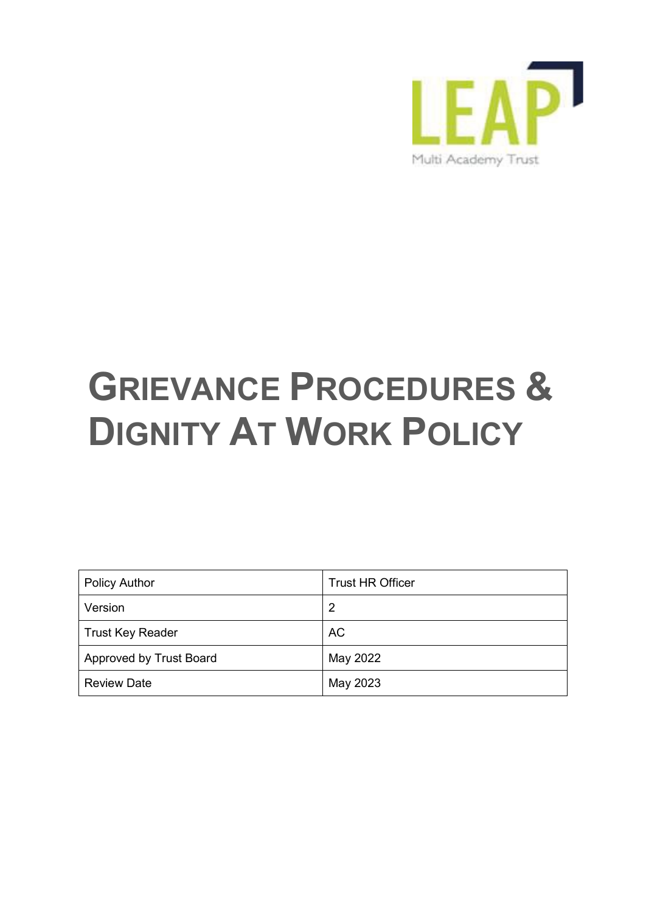LEAP

Multi Academy Trust

# GRIEVANCE PROCEDURES & DIGNITY AT WORK POLICY

| Policy Author | Trust HR Officer |
| --- | --- |
| Version | 2 |
| Trust Key Reader | AC |
| Approved by Trust Board | May 2022 |
| Review Date | May 2023 |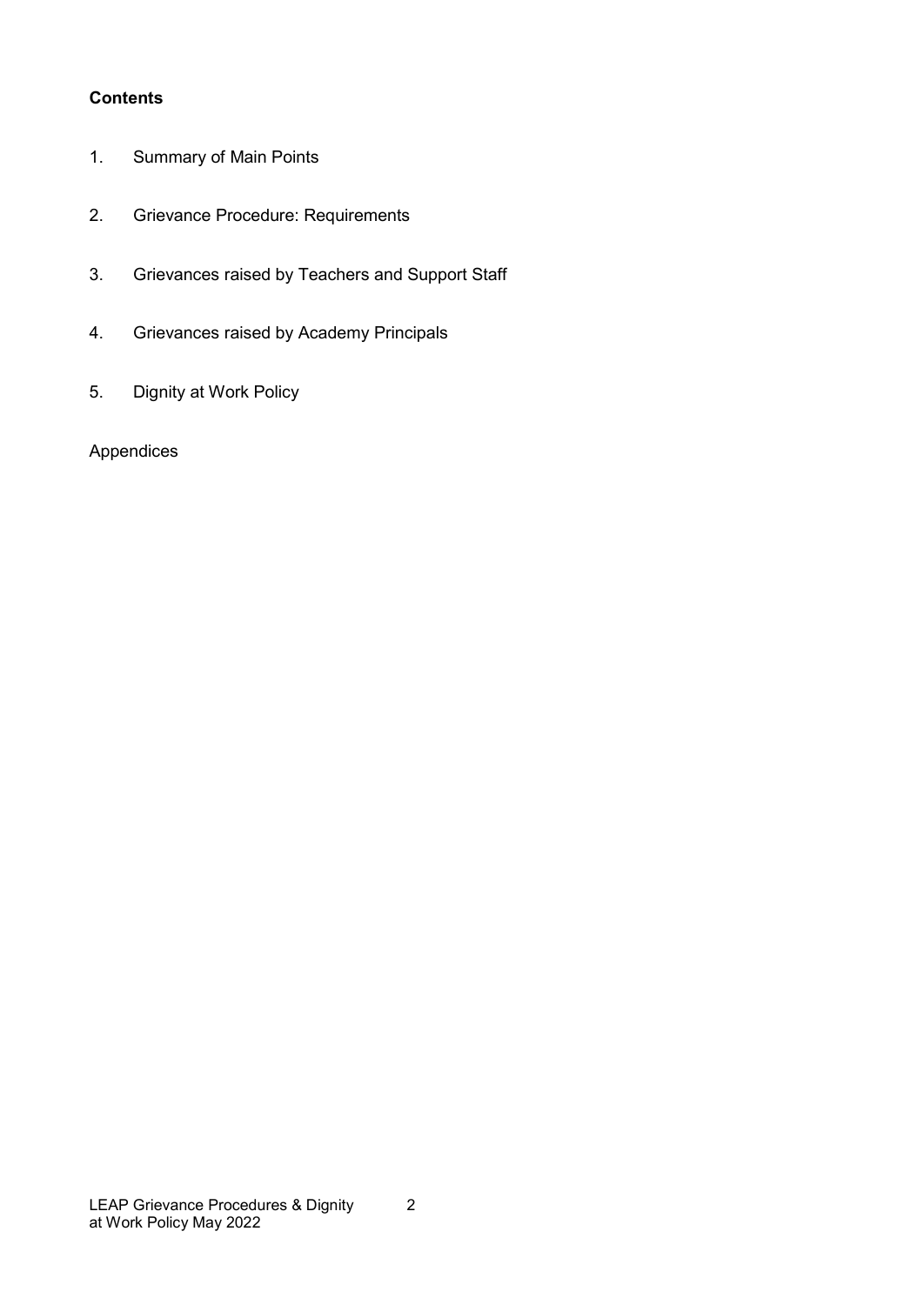**Contents**

1. Summary of Main Points
2. Grievance Procedure: Requirements
3. Grievances raised by Teachers and Support Staff
4. Grievances raised by Academy Principals
5. Dignity at Work Policy

Appendices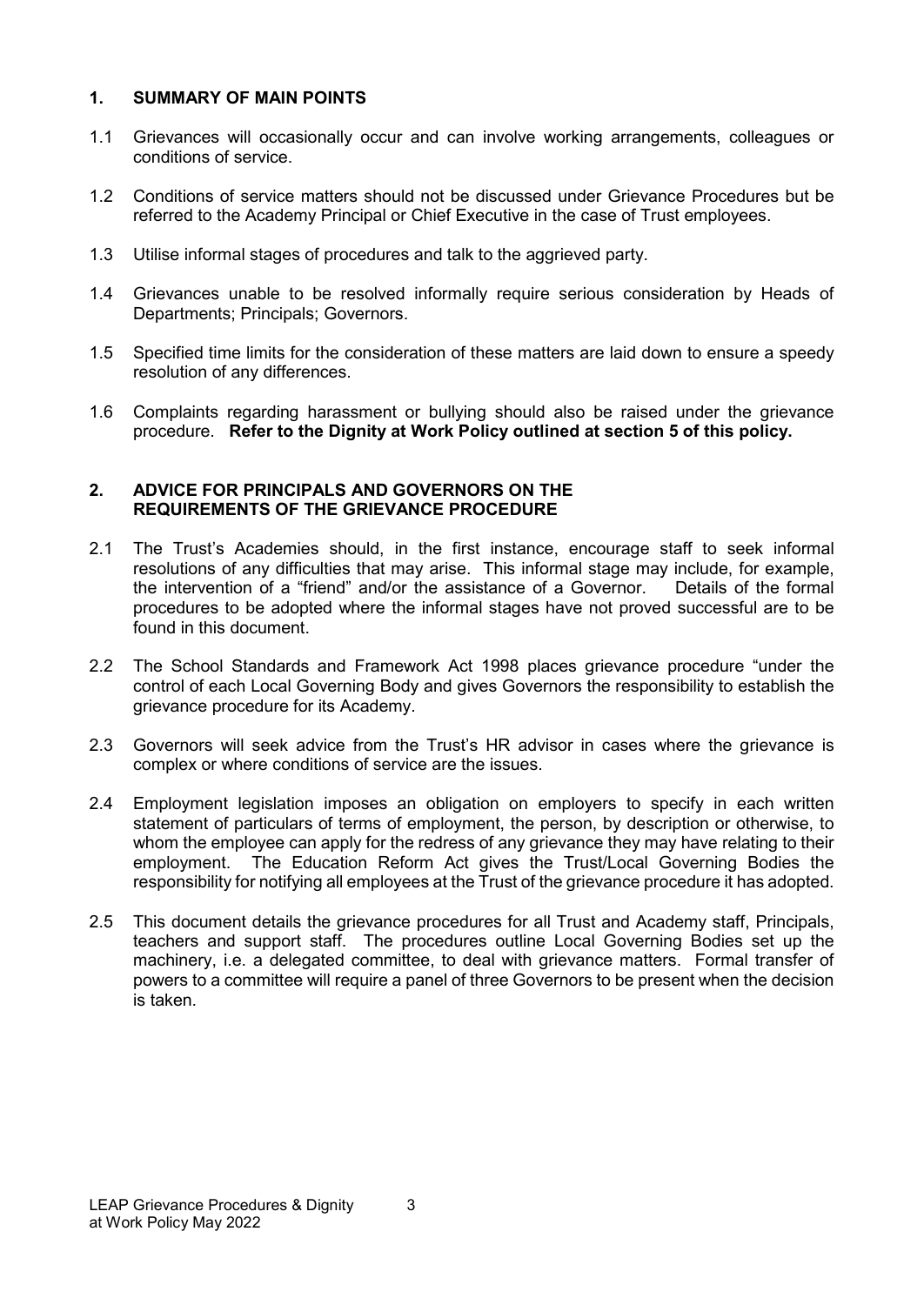## 1. SUMMARY OF MAIN POINTS

1.1 Grievances will occasionally occur and can involve working arrangements, colleagues or conditions of service.

1.2 Conditions of service matters should not be discussed under Grievance Procedures but be referred to the Academy Principal or Chief Executive in the case of Trust employees.

1.3 Utilise informal stages of procedures and talk to the aggrieved party.

1.4 Grievances unable to be resolved informally require serious consideration by Heads of Departments; Principals; Governors.

1.5 Specified time limits for the consideration of these matters are laid down to ensure a speedy resolution of any differences.

1.6 Complaints regarding harassment or bullying should also be raised under the grievance procedure. **Refer to the Dignity at Work Policy outlined at section 5 of this policy.**

## 2. ADVICE FOR PRINCIPALS AND GOVERNORS ON THE REQUIREMENTS OF THE GRIEVANCE PROCEDURE

2.1 The Trust's Academies should, in the first instance, encourage staff to seek informal resolutions of any difficulties that may arise. This informal stage may include, for example, the intervention of a "friend" and/or the assistance of a Governor. Details of the formal procedures to be adopted where the informal stages have not proved successful are to be found in this document.

2.2 The School Standards and Framework Act 1998 places grievance procedure "under the control of each Local Governing Body and gives Governors the responsibility to establish the grievance procedure for its Academy.

2.3 Governors will seek advice from the Trust's HR advisor in cases where the grievance is complex or where conditions of service are the issues.

2.4 Employment legislation imposes an obligation on employers to specify in each written statement of particulars of terms of employment, the person, by description or otherwise, to whom the employee can apply for the redress of any grievance they may have relating to their employment. The Education Reform Act gives the Trust/Local Governing Bodies the responsibility for notifying all employees at the Trust of the grievance procedure it has adopted.

2.5 This document details the grievance procedures for all Trust and Academy staff, Principals, teachers and support staff. The procedures outline Local Governing Bodies set up the machinery, i.e. a delegated committee, to deal with grievance matters. Formal transfer of powers to a committee will require a panel of three Governors to be present when the decision is taken.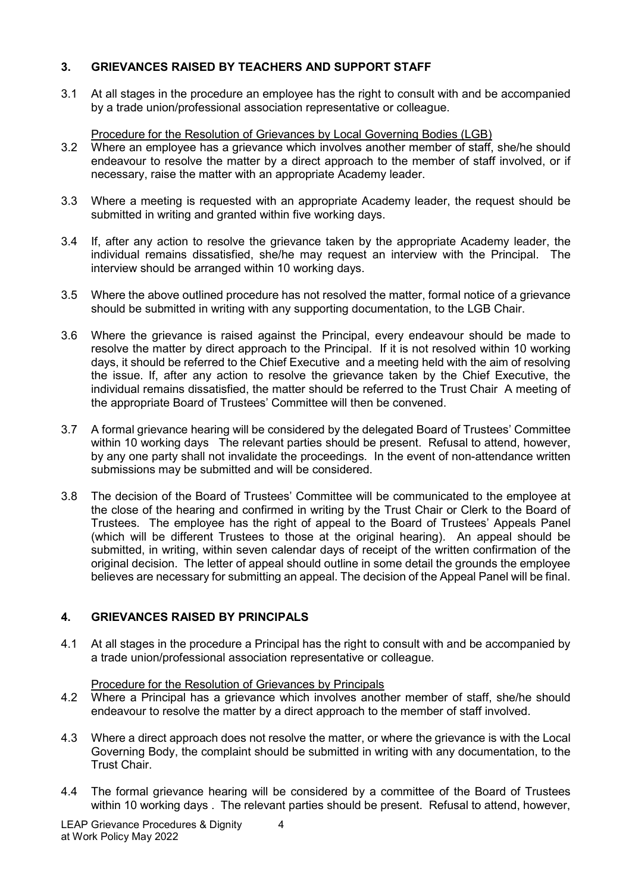## 3. GRIEVANCES RAISED BY TEACHERS AND SUPPORT STAFF

3.1 At all stages in the procedure an employee has the right to consult with and be accompanied by a trade union/professional association representative or colleague.

<u>Procedure for the Resolution of Grievances by Local Governing Bodies (LGB)</u>

3.2 Where an employee has a grievance which involves another member of staff, she/he should endeavour to resolve the matter by a direct approach to the member of staff involved, or if necessary, raise the matter with an appropriate Academy leader.

3.3 Where a meeting is requested with an appropriate Academy leader, the request should be submitted in writing and granted within five working days.

3.4 If, after any action to resolve the grievance taken by the appropriate Academy leader, the individual remains dissatisfied, she/he may request an interview with the Principal. The interview should be arranged within 10 working days.

3.5 Where the above outlined procedure has not resolved the matter, formal notice of a grievance should be submitted in writing with any supporting documentation, to the LGB Chair.

3.6 Where the grievance is raised against the Principal, every endeavour should be made to resolve the matter by direct approach to the Principal. If it is not resolved within 10 working days, it should be referred to the Chief Executive and a meeting held with the aim of resolving the issue. If, after any action to resolve the grievance taken by the Chief Executive, the individual remains dissatisfied, the matter should be referred to the Trust Chair A meeting of the appropriate Board of Trustees' Committee will then be convened.

3.7 A formal grievance hearing will be considered by the delegated Board of Trustees' Committee within 10 working days The relevant parties should be present. Refusal to attend, however, by any one party shall not invalidate the proceedings. In the event of non-attendance written submissions may be submitted and will be considered.

3.8 The decision of the Board of Trustees' Committee will be communicated to the employee at the close of the hearing and confirmed in writing by the Trust Chair or Clerk to the Board of Trustees. The employee has the right of appeal to the Board of Trustees' Appeals Panel (which will be different Trustees to those at the original hearing). An appeal should be submitted, in writing, within seven calendar days of receipt of the written confirmation of the original decision. The letter of appeal should outline in some detail the grounds the employee believes are necessary for submitting an appeal. The decision of the Appeal Panel will be final.

## 4. GRIEVANCES RAISED BY PRINCIPALS

4.1 At all stages in the procedure a Principal has the right to consult with and be accompanied by a trade union/professional association representative or colleague.

<u>Procedure for the Resolution of Grievances by Principals</u>

4.2 Where a Principal has a grievance which involves another member of staff, she/he should endeavour to resolve the matter by a direct approach to the member of staff involved.

4.3 Where a direct approach does not resolve the matter, or where the grievance is with the Local Governing Body, the complaint should be submitted in writing with any documentation, to the Trust Chair.

4.4 The formal grievance hearing will be considered by a committee of the Board of Trustees within 10 working days . The relevant parties should be present. Refusal to attend, however,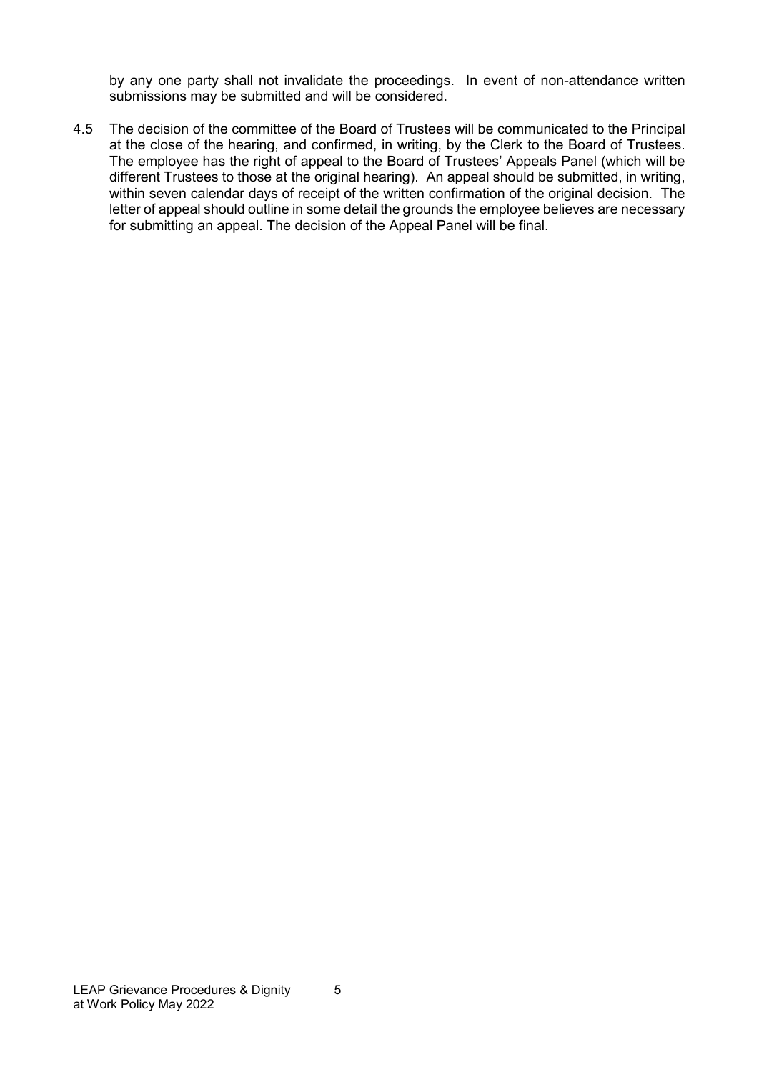by any one party shall not invalidate the proceedings. In event of non-attendance written submissions may be submitted and will be considered.

4.5 The decision of the committee of the Board of Trustees will be communicated to the Principal at the close of the hearing, and confirmed, in writing, by the Clerk to the Board of Trustees. The employee has the right of appeal to the Board of Trustees' Appeals Panel (which will be different Trustees to those at the original hearing). An appeal should be submitted, in writing, within seven calendar days of receipt of the written confirmation of the original decision. The letter of appeal should outline in some detail the grounds the employee believes are necessary for submitting an appeal. The decision of the Appeal Panel will be final.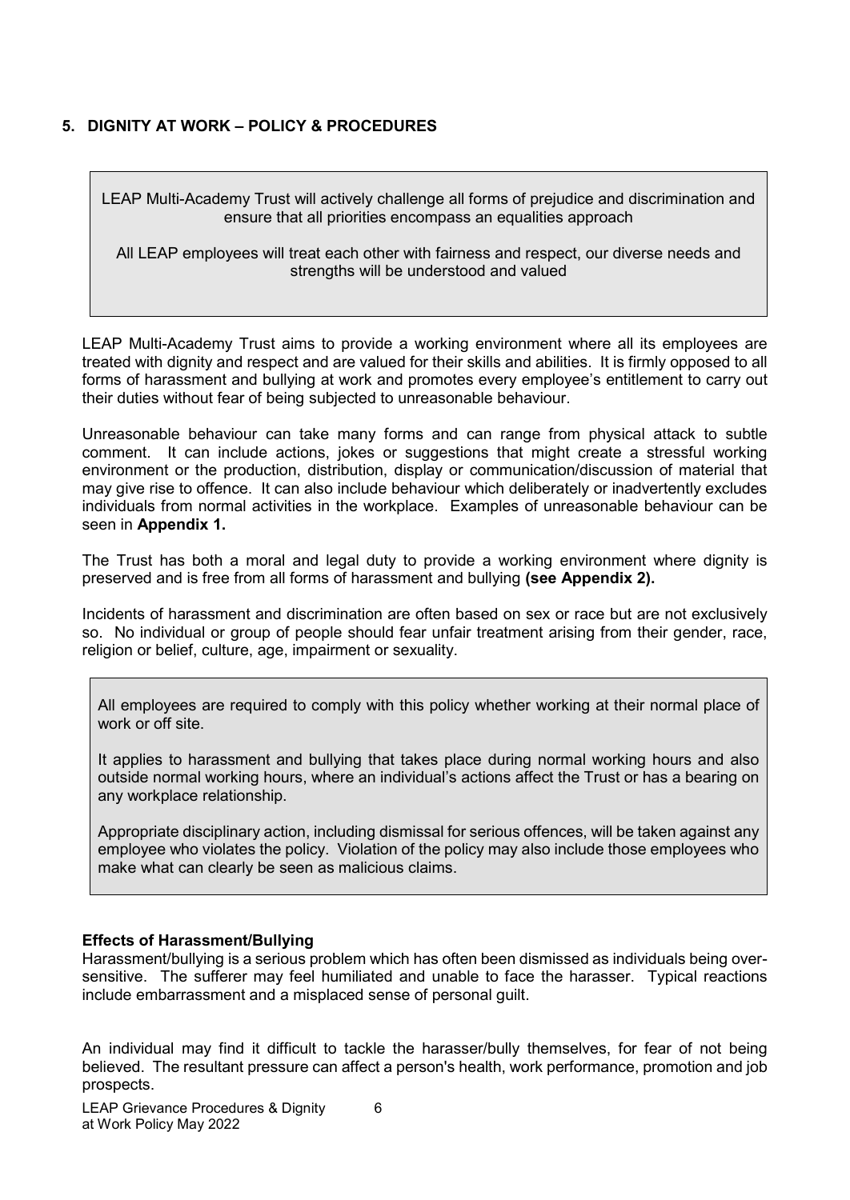## 5. DIGNITY AT WORK – POLICY & PROCEDURES

LEAP Multi-Academy Trust will actively challenge all forms of prejudice and discrimination and ensure that all priorities encompass an equalities approach

All LEAP employees will treat each other with fairness and respect, our diverse needs and strengths will be understood and valued

LEAP Multi-Academy Trust aims to provide a working environment where all its employees are treated with dignity and respect and are valued for their skills and abilities. It is firmly opposed to all forms of harassment and bullying at work and promotes every employee's entitlement to carry out their duties without fear of being subjected to unreasonable behaviour.

Unreasonable behaviour can take many forms and can range from physical attack to subtle comment. It can include actions, jokes or suggestions that might create a stressful working environment or the production, distribution, display or communication/discussion of material that may give rise to offence. It can also include behaviour which deliberately or inadvertently excludes individuals from normal activities in the workplace. Examples of unreasonable behaviour can be seen in **Appendix 1.**

The Trust has both a moral and legal duty to provide a working environment where dignity is preserved and is free from all forms of harassment and bullying **(see Appendix 2).**

Incidents of harassment and discrimination are often based on sex or race but are not exclusively so. No individual or group of people should fear unfair treatment arising from their gender, race, religion or belief, culture, age, impairment or sexuality.

All employees are required to comply with this policy whether working at their normal place of work or off site.

It applies to harassment and bullying that takes place during normal working hours and also outside normal working hours, where an individual's actions affect the Trust or has a bearing on any workplace relationship.

Appropriate disciplinary action, including dismissal for serious offences, will be taken against any employee who violates the policy. Violation of the policy may also include those employees who make what can clearly be seen as malicious claims.

### Effects of Harassment/Bullying

Harassment/bullying is a serious problem which has often been dismissed as individuals being over-sensitive. The sufferer may feel humiliated and unable to face the harasser. Typical reactions include embarrassment and a misplaced sense of personal guilt.

An individual may find it difficult to tackle the harasser/bully themselves, for fear of not being believed. The resultant pressure can affect a person's health, work performance, promotion and job prospects.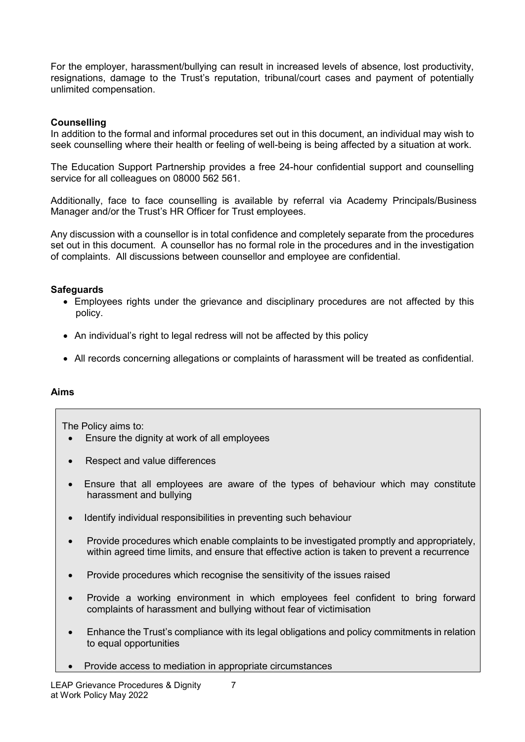For the employer, harassment/bullying can result in increased levels of absence, lost productivity, resignations, damage to the Trust's reputation, tribunal/court cases and payment of potentially unlimited compensation.

**Counselling**

In addition to the formal and informal procedures set out in this document, an individual may wish to seek counselling where their health or feeling of well-being is being affected by a situation at work.

The Education Support Partnership provides a free 24-hour confidential support and counselling service for all colleagues on 08000 562 561.

Additionally, face to face counselling is available by referral via Academy Principals/Business Manager and/or the Trust's HR Officer for Trust employees.

Any discussion with a counsellor is in total confidence and completely separate from the procedures set out in this document. A counsellor has no formal role in the procedures and in the investigation of complaints. All discussions between counsellor and employee are confidential.

**Safeguards**

- Employees rights under the grievance and disciplinary procedures are not affected by this policy.
- An individual's right to legal redress will not be affected by this policy
- All records concerning allegations or complaints of harassment will be treated as confidential.

**Aims**

The Policy aims to:

- Ensure the dignity at work of all employees
- Respect and value differences
- Ensure that all employees are aware of the types of behaviour which may constitute harassment and bullying
- Identify individual responsibilities in preventing such behaviour
- Provide procedures which enable complaints to be investigated promptly and appropriately, within agreed time limits, and ensure that effective action is taken to prevent a recurrence
- Provide procedures which recognise the sensitivity of the issues raised
- Provide a working environment in which employees feel confident to bring forward complaints of harassment and bullying without fear of victimisation
- Enhance the Trust's compliance with its legal obligations and policy commitments in relation to equal opportunities
- Provide access to mediation in appropriate circumstances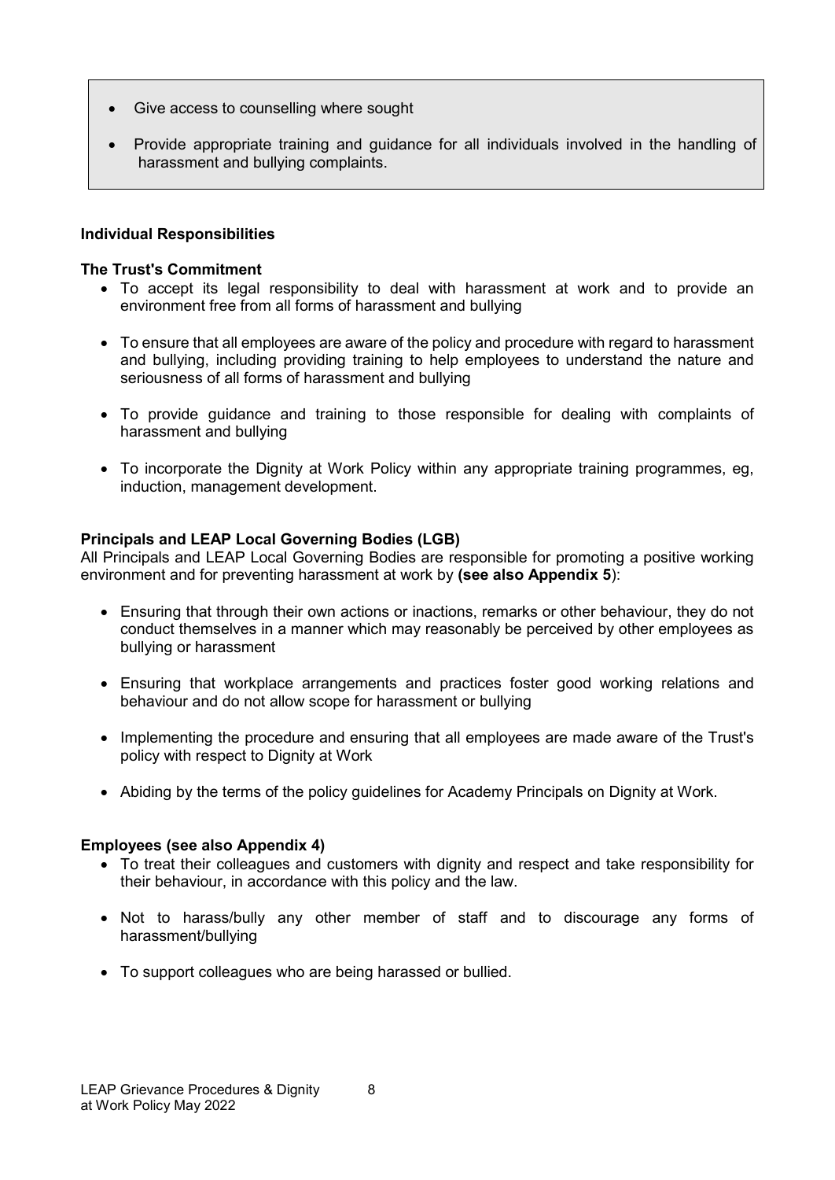- Give access to counselling where sought
- Provide appropriate training and guidance for all individuals involved in the handling of harassment and bullying complaints.

**Individual Responsibilities**

**The Trust's Commitment**

- To accept its legal responsibility to deal with harassment at work and to provide an environment free from all forms of harassment and bullying
- To ensure that all employees are aware of the policy and procedure with regard to harassment and bullying, including providing training to help employees to understand the nature and seriousness of all forms of harassment and bullying
- To provide guidance and training to those responsible for dealing with complaints of harassment and bullying
- To incorporate the Dignity at Work Policy within any appropriate training programmes, eg, induction, management development.

**Principals and LEAP Local Governing Bodies (LGB)**

All Principals and LEAP Local Governing Bodies are responsible for promoting a positive working environment and for preventing harassment at work by **(see also Appendix 5**):

- Ensuring that through their own actions or inactions, remarks or other behaviour, they do not conduct themselves in a manner which may reasonably be perceived by other employees as bullying or harassment
- Ensuring that workplace arrangements and practices foster good working relations and behaviour and do not allow scope for harassment or bullying
- Implementing the procedure and ensuring that all employees are made aware of the Trust's policy with respect to Dignity at Work
- Abiding by the terms of the policy guidelines for Academy Principals on Dignity at Work.

**Employees (see also Appendix 4)**

- To treat their colleagues and customers with dignity and respect and take responsibility for their behaviour, in accordance with this policy and the law.
- Not to harass/bully any other member of staff and to discourage any forms of harassment/bullying
- To support colleagues who are being harassed or bullied.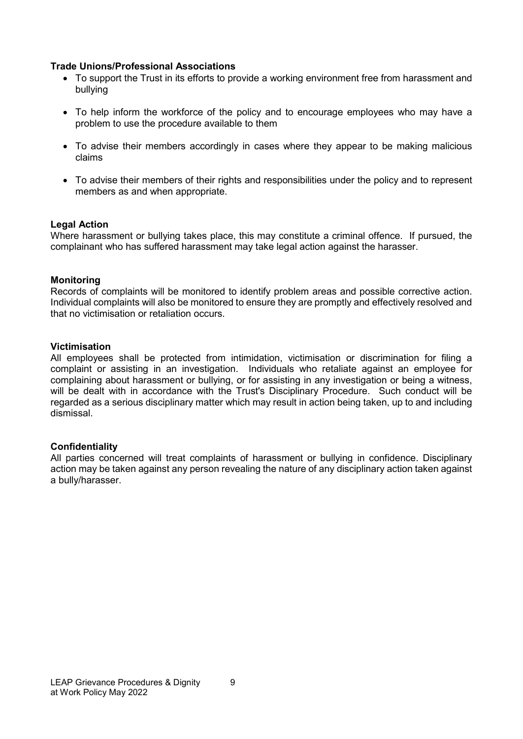**Trade Unions/Professional Associations**

- To support the Trust in its efforts to provide a working environment free from harassment and bullying
- To help inform the workforce of the policy and to encourage employees who may have a problem to use the procedure available to them
- To advise their members accordingly in cases where they appear to be making malicious claims
- To advise their members of their rights and responsibilities under the policy and to represent members as and when appropriate.

**Legal Action**

Where harassment or bullying takes place, this may constitute a criminal offence. If pursued, the complainant who has suffered harassment may take legal action against the harasser.

**Monitoring**

Records of complaints will be monitored to identify problem areas and possible corrective action. Individual complaints will also be monitored to ensure they are promptly and effectively resolved and that no victimisation or retaliation occurs.

**Victimisation**

All employees shall be protected from intimidation, victimisation or discrimination for filing a complaint or assisting in an investigation. Individuals who retaliate against an employee for complaining about harassment or bullying, or for assisting in any investigation or being a witness, will be dealt with in accordance with the Trust's Disciplinary Procedure. Such conduct will be regarded as a serious disciplinary matter which may result in action being taken, up to and including dismissal.

**Confidentiality**

All parties concerned will treat complaints of harassment or bullying in confidence. Disciplinary action may be taken against any person revealing the nature of any disciplinary action taken against a bully/harasser.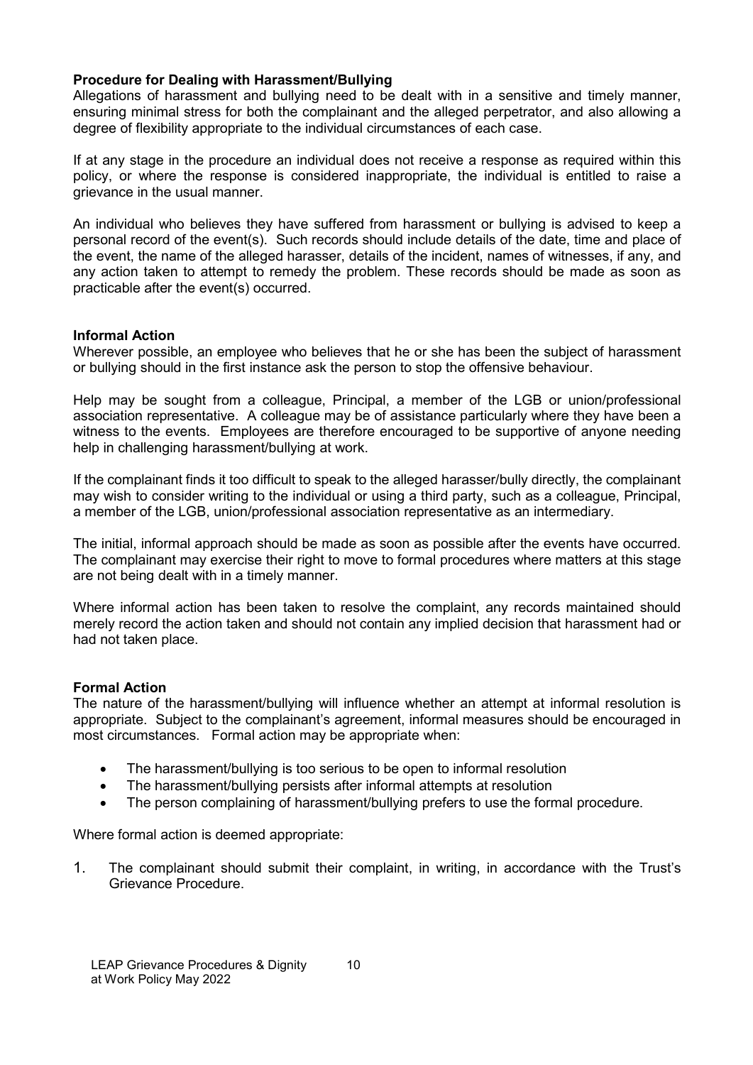**Procedure for Dealing with Harassment/Bullying**

Allegations of harassment and bullying need to be dealt with in a sensitive and timely manner, ensuring minimal stress for both the complainant and the alleged perpetrator, and also allowing a degree of flexibility appropriate to the individual circumstances of each case.

If at any stage in the procedure an individual does not receive a response as required within this policy, or where the response is considered inappropriate, the individual is entitled to raise a grievance in the usual manner.

An individual who believes they have suffered from harassment or bullying is advised to keep a personal record of the event(s). Such records should include details of the date, time and place of the event, the name of the alleged harasser, details of the incident, names of witnesses, if any, and any action taken to attempt to remedy the problem. These records should be made as soon as practicable after the event(s) occurred.

**Informal Action**

Wherever possible, an employee who believes that he or she has been the subject of harassment or bullying should in the first instance ask the person to stop the offensive behaviour.

Help may be sought from a colleague, Principal, a member of the LGB or union/professional association representative. A colleague may be of assistance particularly where they have been a witness to the events. Employees are therefore encouraged to be supportive of anyone needing help in challenging harassment/bullying at work.

If the complainant finds it too difficult to speak to the alleged harasser/bully directly, the complainant may wish to consider writing to the individual or using a third party, such as a colleague, Principal, a member of the LGB, union/professional association representative as an intermediary.

The initial, informal approach should be made as soon as possible after the events have occurred. The complainant may exercise their right to move to formal procedures where matters at this stage are not being dealt with in a timely manner.

Where informal action has been taken to resolve the complaint, any records maintained should merely record the action taken and should not contain any implied decision that harassment had or had not taken place.

**Formal Action**

The nature of the harassment/bullying will influence whether an attempt at informal resolution is appropriate. Subject to the complainant's agreement, informal measures should be encouraged in most circumstances. Formal action may be appropriate when:

- The harassment/bullying is too serious to be open to informal resolution
- The harassment/bullying persists after informal attempts at resolution
- The person complaining of harassment/bullying prefers to use the formal procedure.

Where formal action is deemed appropriate:

1. The complainant should submit their complaint, in writing, in accordance with the Trust's Grievance Procedure.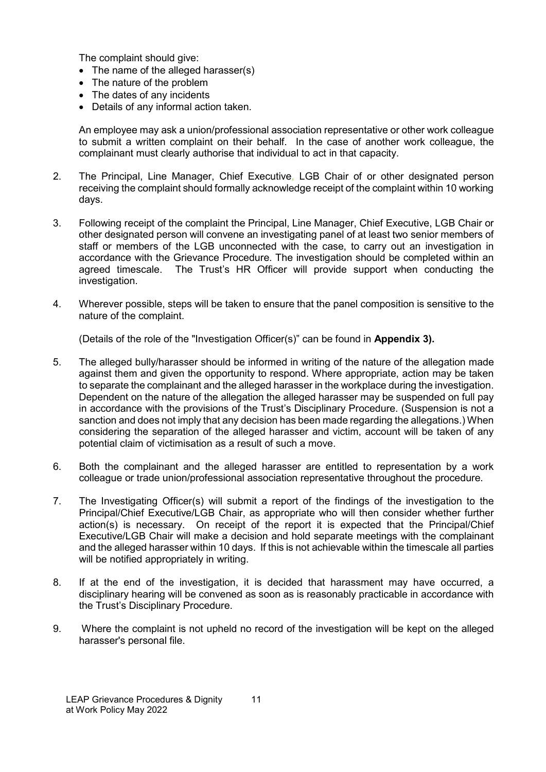The complaint should give:

- The name of the alleged harasser(s)
- The nature of the problem
- The dates of any incidents
- Details of any informal action taken.

An employee may ask a union/professional association representative or other work colleague to submit a written complaint on their behalf. In the case of another work colleague, the complainant must clearly authorise that individual to act in that capacity.

2. The Principal, Line Manager, Chief Executive, LGB Chair of or other designated person receiving the complaint should formally acknowledge receipt of the complaint within 10 working days.

3. Following receipt of the complaint the Principal, Line Manager, Chief Executive, LGB Chair or other designated person will convene an investigating panel of at least two senior members of staff or members of the LGB unconnected with the case, to carry out an investigation in accordance with the Grievance Procedure. The investigation should be completed within an agreed timescale. The Trust's HR Officer will provide support when conducting the investigation.

4. Wherever possible, steps will be taken to ensure that the panel composition is sensitive to the nature of the complaint.

   (Details of the role of the "Investigation Officer(s)" can be found in **Appendix 3).**

5. The alleged bully/harasser should be informed in writing of the nature of the allegation made against them and given the opportunity to respond. Where appropriate, action may be taken to separate the complainant and the alleged harasser in the workplace during the investigation. Dependent on the nature of the allegation the alleged harasser may be suspended on full pay in accordance with the provisions of the Trust's Disciplinary Procedure. (Suspension is not a sanction and does not imply that any decision has been made regarding the allegations.) When considering the separation of the alleged harasser and victim, account will be taken of any potential claim of victimisation as a result of such a move.

6. Both the complainant and the alleged harasser are entitled to representation by a work colleague or trade union/professional association representative throughout the procedure.

7. The Investigating Officer(s) will submit a report of the findings of the investigation to the Principal/Chief Executive/LGB Chair, as appropriate who will then consider whether further action(s) is necessary. On receipt of the report it is expected that the Principal/Chief Executive/LGB Chair will make a decision and hold separate meetings with the complainant and the alleged harasser within 10 days. If this is not achievable within the timescale all parties will be notified appropriately in writing.

8. If at the end of the investigation, it is decided that harassment may have occurred, a disciplinary hearing will be convened as soon as is reasonably practicable in accordance with the Trust's Disciplinary Procedure.

9. Where the complaint is not upheld no record of the investigation will be kept on the alleged harasser's personal file.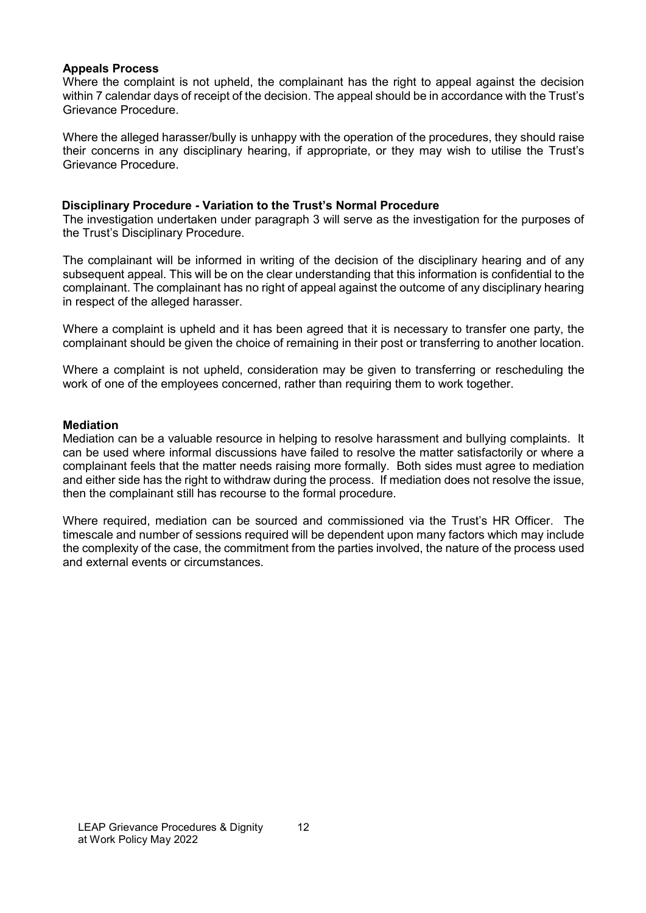**Appeals Process**

Where the complaint is not upheld, the complainant has the right to appeal against the decision within 7 calendar days of receipt of the decision. The appeal should be in accordance with the Trust's Grievance Procedure.

Where the alleged harasser/bully is unhappy with the operation of the procedures, they should raise their concerns in any disciplinary hearing, if appropriate, or they may wish to utilise the Trust's Grievance Procedure.

**Disciplinary Procedure - Variation to the Trust's Normal Procedure**

The investigation undertaken under paragraph 3 will serve as the investigation for the purposes of the Trust's Disciplinary Procedure.

The complainant will be informed in writing of the decision of the disciplinary hearing and of any subsequent appeal. This will be on the clear understanding that this information is confidential to the complainant. The complainant has no right of appeal against the outcome of any disciplinary hearing in respect of the alleged harasser.

Where a complaint is upheld and it has been agreed that it is necessary to transfer one party, the complainant should be given the choice of remaining in their post or transferring to another location.

Where a complaint is not upheld, consideration may be given to transferring or rescheduling the work of one of the employees concerned, rather than requiring them to work together.

**Mediation**

Mediation can be a valuable resource in helping to resolve harassment and bullying complaints. It can be used where informal discussions have failed to resolve the matter satisfactorily or where a complainant feels that the matter needs raising more formally. Both sides must agree to mediation and either side has the right to withdraw during the process. If mediation does not resolve the issue, then the complainant still has recourse to the formal procedure.

Where required, mediation can be sourced and commissioned via the Trust's HR Officer. The timescale and number of sessions required will be dependent upon many factors which may include the complexity of the case, the commitment from the parties involved, the nature of the process used and external events or circumstances.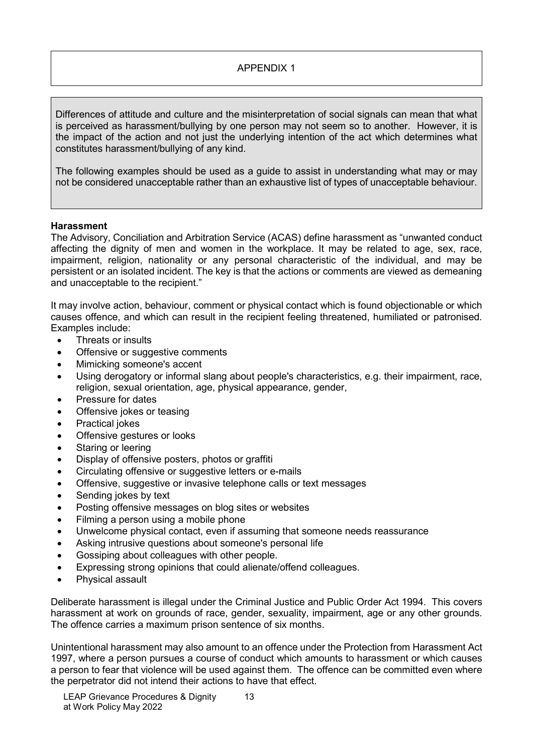## APPENDIX 1

Differences of attitude and culture and the misinterpretation of social signals can mean that what is perceived as harassment/bullying by one person may not seem so to another. However, it is the impact of the action and not just the underlying intention of the act which determines what constitutes harassment/bullying of any kind.

The following examples should be used as a guide to assist in understanding what may or may not be considered unacceptable rather than an exhaustive list of types of unacceptable behaviour.

**Harassment**

The Advisory, Conciliation and Arbitration Service (ACAS) define harassment as "unwanted conduct affecting the dignity of men and women in the workplace. It may be related to age, sex, race, impairment, religion, nationality or any personal characteristic of the individual, and may be persistent or an isolated incident. The key is that the actions or comments are viewed as demeaning and unacceptable to the recipient."

It may involve action, behaviour, comment or physical contact which is found objectionable or which causes offence, and which can result in the recipient feeling threatened, humiliated or patronised. Examples include:

- Threats or insults
- Offensive or suggestive comments
- Mimicking someone's accent
- Using derogatory or informal slang about people's characteristics, e.g. their impairment, race, religion, sexual orientation, age, physical appearance, gender,
- Pressure for dates
- Offensive jokes or teasing
- Practical jokes
- Offensive gestures or looks
- Staring or leering
- Display of offensive posters, photos or graffiti
- Circulating offensive or suggestive letters or e-mails
- Offensive, suggestive or invasive telephone calls or text messages
- Sending jokes by text
- Posting offensive messages on blog sites or websites
- Filming a person using a mobile phone
- Unwelcome physical contact, even if assuming that someone needs reassurance
- Asking intrusive questions about someone's personal life
- Gossiping about colleagues with other people.
- Expressing strong opinions that could alienate/offend colleagues.
- Physical assault

Deliberate harassment is illegal under the Criminal Justice and Public Order Act 1994. This covers harassment at work on grounds of race, gender, sexuality, impairment, age or any other grounds. The offence carries a maximum prison sentence of six months.

Unintentional harassment may also amount to an offence under the Protection from Harassment Act 1997, where a person pursues a course of conduct which amounts to harassment or which causes a person to fear that violence will be used against them. The offence can be committed even where the perpetrator did not intend their actions to have that effect.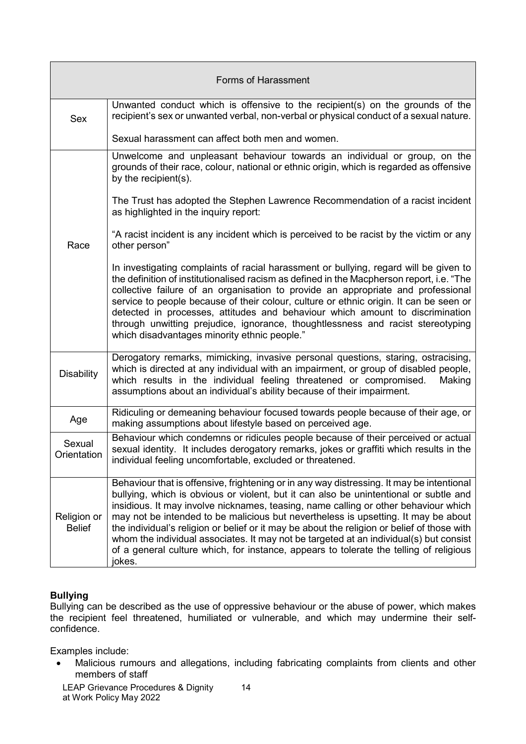| Forms of Harassment | |
|---|---|
| Sex | Unwanted conduct which is offensive to the recipient(s) on the grounds of the recipient's sex or unwanted verbal, non-verbal or physical conduct of a sexual nature.<br><br>Sexual harassment can affect both men and women. |
| Race | Unwelcome and unpleasant behaviour towards an individual or group, on the grounds of their race, colour, national or ethnic origin, which is regarded as offensive by the recipient(s).<br><br>The Trust has adopted the Stephen Lawrence Recommendation of a racist incident as highlighted in the inquiry report:<br><br>"A racist incident is any incident which is perceived to be racist by the victim or any other person"<br><br>In investigating complaints of racial harassment or bullying, regard will be given to the definition of institutionalised racism as defined in the Macpherson report, i.e. "The collective failure of an organisation to provide an appropriate and professional service to people because of their colour, culture or ethnic origin. It can be seen or detected in processes, attitudes and behaviour which amount to discrimination through unwitting prejudice, ignorance, thoughtlessness and racist stereotyping which disadvantages minority ethnic people." |
| Disability | Derogatory remarks, mimicking, invasive personal questions, staring, ostracising, which is directed at any individual with an impairment, or group of disabled people, which results in the individual feeling threatened or compromised. Making assumptions about an individual's ability because of their impairment. |
| Age | Ridiculing or demeaning behaviour focused towards people because of their age, or making assumptions about lifestyle based on perceived age. |
| Sexual Orientation | Behaviour which condemns or ridicules people because of their perceived or actual sexual identity. It includes derogatory remarks, jokes or graffiti which results in the individual feeling uncomfortable, excluded or threatened. |
| Religion or Belief | Behaviour that is offensive, frightening or in any way distressing. It may be intentional bullying, which is obvious or violent, but it can also be unintentional or subtle and insidious. It may involve nicknames, teasing, name calling or other behaviour which may not be intended to be malicious but nevertheless is upsetting. It may be about the individual's religion or belief or it may be about the religion or belief of those with whom the individual associates. It may not be targeted at an individual(s) but consist of a general culture which, for instance, appears to tolerate the telling of religious jokes. |

**Bullying**

Bullying can be described as the use of oppressive behaviour or the abuse of power, which makes the recipient feel threatened, humiliated or vulnerable, and which may undermine their self-confidence.

Examples include:

- Malicious rumours and allegations, including fabricating complaints from clients and other members of staff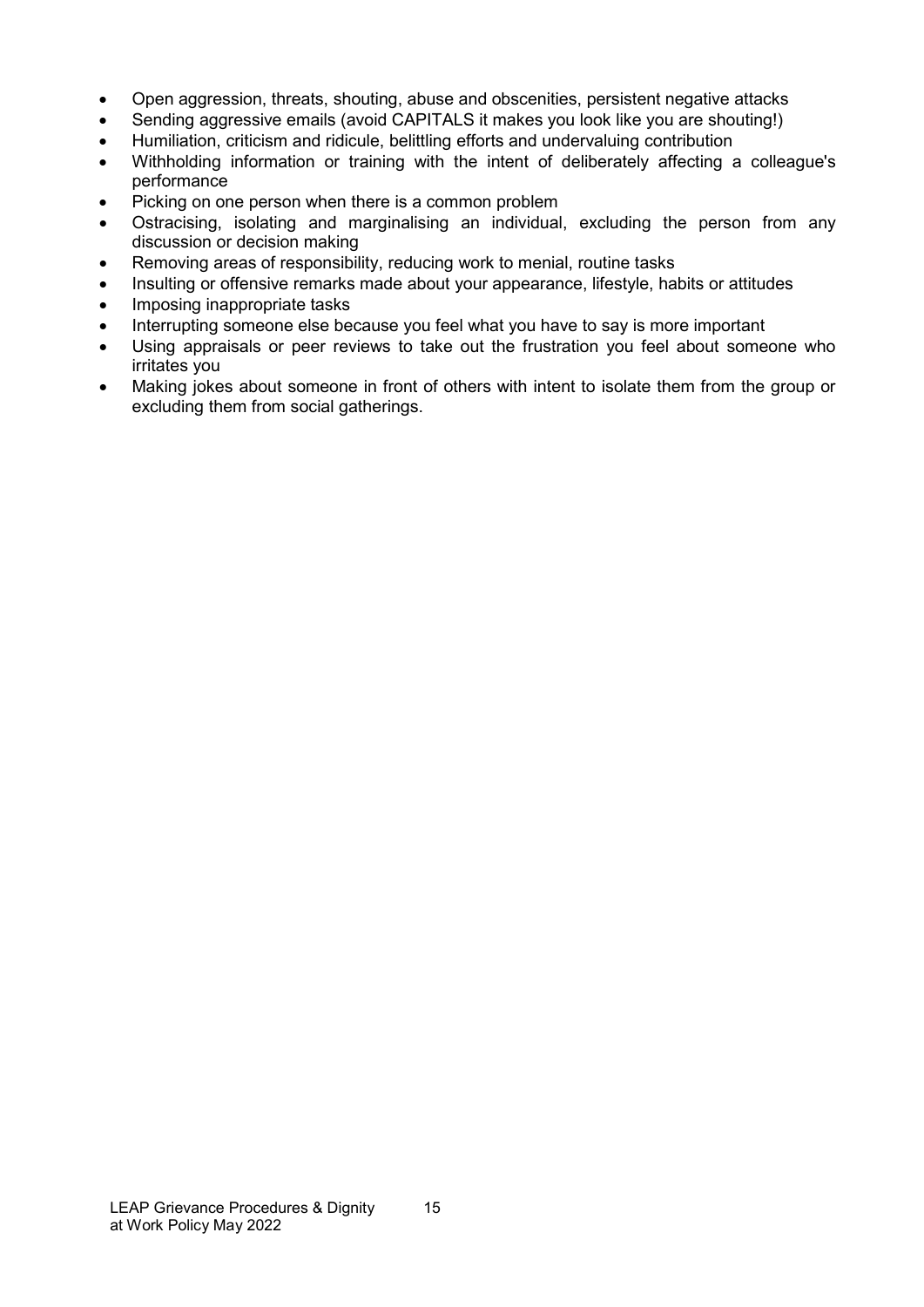- Open aggression, threats, shouting, abuse and obscenities, persistent negative attacks
- Sending aggressive emails (avoid CAPITALS it makes you look like you are shouting!)
- Humiliation, criticism and ridicule, belittling efforts and undervaluing contribution
- Withholding information or training with the intent of deliberately affecting a colleague's performance
- Picking on one person when there is a common problem
- Ostracising, isolating and marginalising an individual, excluding the person from any discussion or decision making
- Removing areas of responsibility, reducing work to menial, routine tasks
- Insulting or offensive remarks made about your appearance, lifestyle, habits or attitudes
- Imposing inappropriate tasks
- Interrupting someone else because you feel what you have to say is more important
- Using appraisals or peer reviews to take out the frustration you feel about someone who irritates you
- Making jokes about someone in front of others with intent to isolate them from the group or excluding them from social gatherings.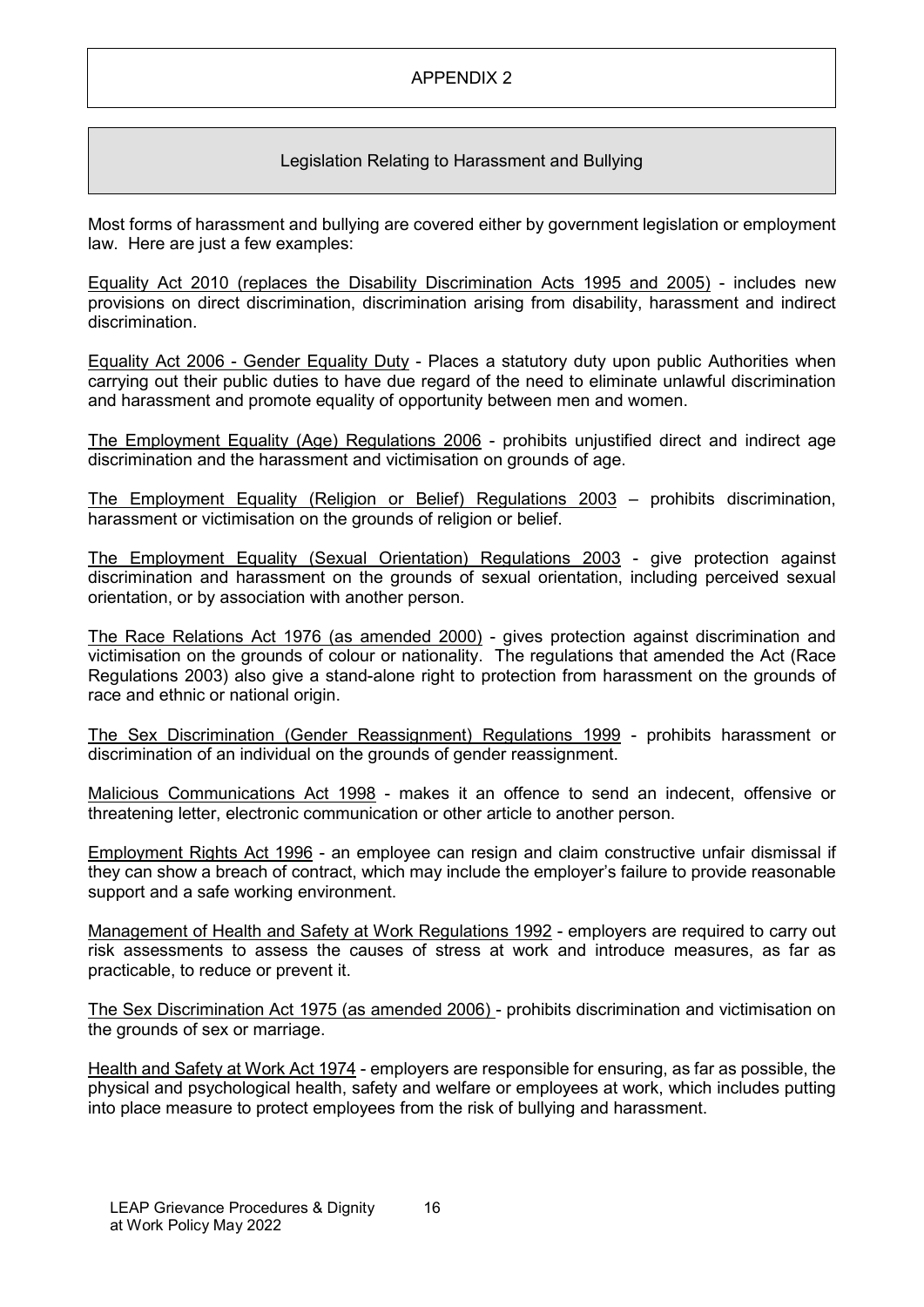# APPENDIX 2

## Legislation Relating to Harassment and Bullying

Most forms of harassment and bullying are covered either by government legislation or employment law. Here are just a few examples:

Equality Act 2010 (replaces the Disability Discrimination Acts 1995 and 2005) - includes new provisions on direct discrimination, discrimination arising from disability, harassment and indirect discrimination.

Equality Act 2006 - Gender Equality Duty - Places a statutory duty upon public Authorities when carrying out their public duties to have due regard of the need to eliminate unlawful discrimination and harassment and promote equality of opportunity between men and women.

The Employment Equality (Age) Regulations 2006 - prohibits unjustified direct and indirect age discrimination and the harassment and victimisation on grounds of age.

The Employment Equality (Religion or Belief) Regulations 2003 – prohibits discrimination, harassment or victimisation on the grounds of religion or belief.

The Employment Equality (Sexual Orientation) Regulations 2003 - give protection against discrimination and harassment on the grounds of sexual orientation, including perceived sexual orientation, or by association with another person.

The Race Relations Act 1976 (as amended 2000) - gives protection against discrimination and victimisation on the grounds of colour or nationality. The regulations that amended the Act (Race Regulations 2003) also give a stand-alone right to protection from harassment on the grounds of race and ethnic or national origin.

The Sex Discrimination (Gender Reassignment) Regulations 1999 - prohibits harassment or discrimination of an individual on the grounds of gender reassignment.

Malicious Communications Act 1998 - makes it an offence to send an indecent, offensive or threatening letter, electronic communication or other article to another person.

Employment Rights Act 1996 - an employee can resign and claim constructive unfair dismissal if they can show a breach of contract, which may include the employer's failure to provide reasonable support and a safe working environment.

Management of Health and Safety at Work Regulations 1992 - employers are required to carry out risk assessments to assess the causes of stress at work and introduce measures, as far as practicable, to reduce or prevent it.

The Sex Discrimination Act 1975 (as amended 2006) - prohibits discrimination and victimisation on the grounds of sex or marriage.

Health and Safety at Work Act 1974 - employers are responsible for ensuring, as far as possible, the physical and psychological health, safety and welfare or employees at work, which includes putting into place measure to protect employees from the risk of bullying and harassment.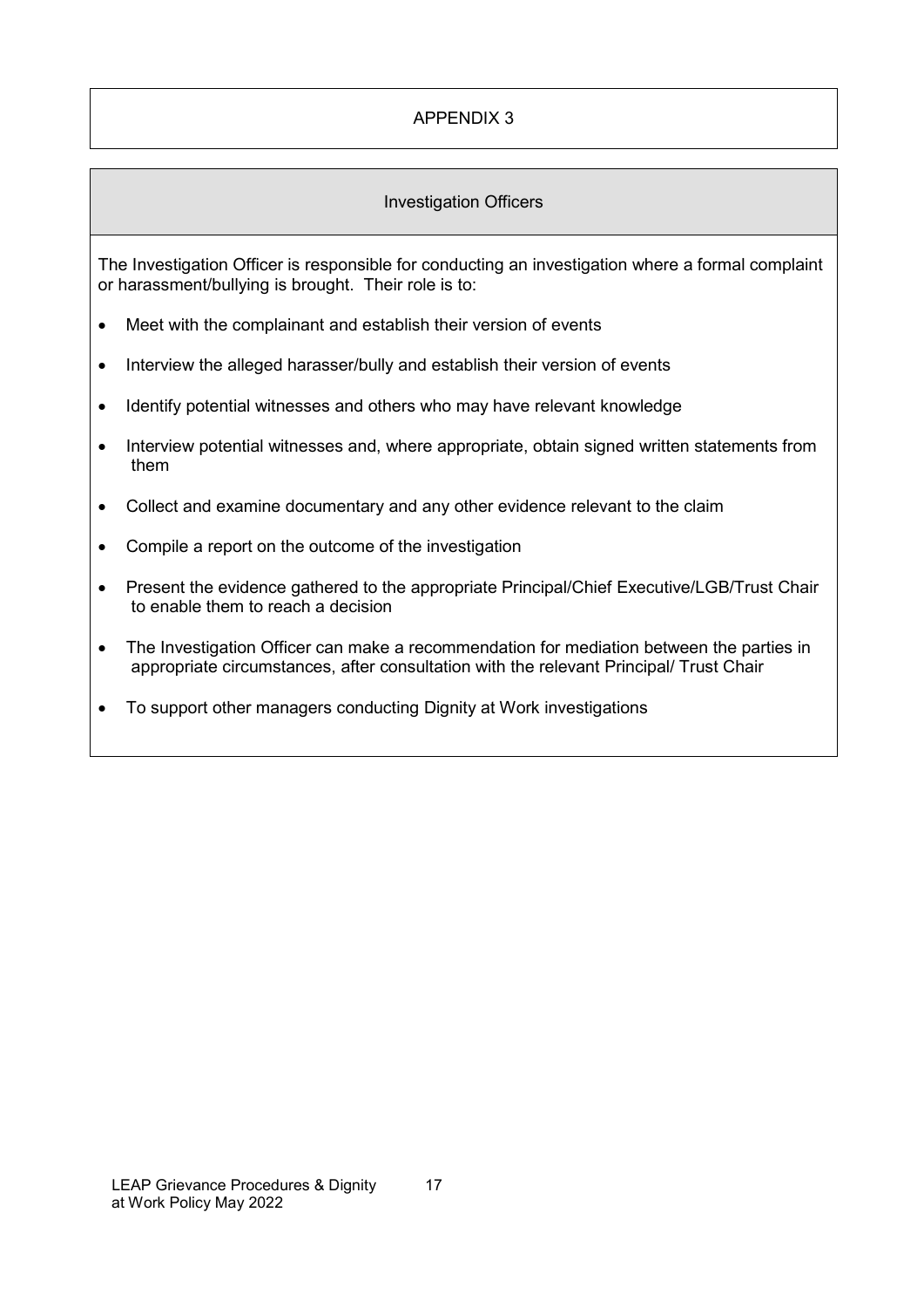# APPENDIX 3

## Investigation Officers

The Investigation Officer is responsible for conducting an investigation where a formal complaint or harassment/bullying is brought. Their role is to:

- Meet with the complainant and establish their version of events
- Interview the alleged harasser/bully and establish their version of events
- Identify potential witnesses and others who may have relevant knowledge
- Interview potential witnesses and, where appropriate, obtain signed written statements from them
- Collect and examine documentary and any other evidence relevant to the claim
- Compile a report on the outcome of the investigation
- Present the evidence gathered to the appropriate Principal/Chief Executive/LGB/Trust Chair to enable them to reach a decision
- The Investigation Officer can make a recommendation for mediation between the parties in appropriate circumstances, after consultation with the relevant Principal/ Trust Chair
- To support other managers conducting Dignity at Work investigations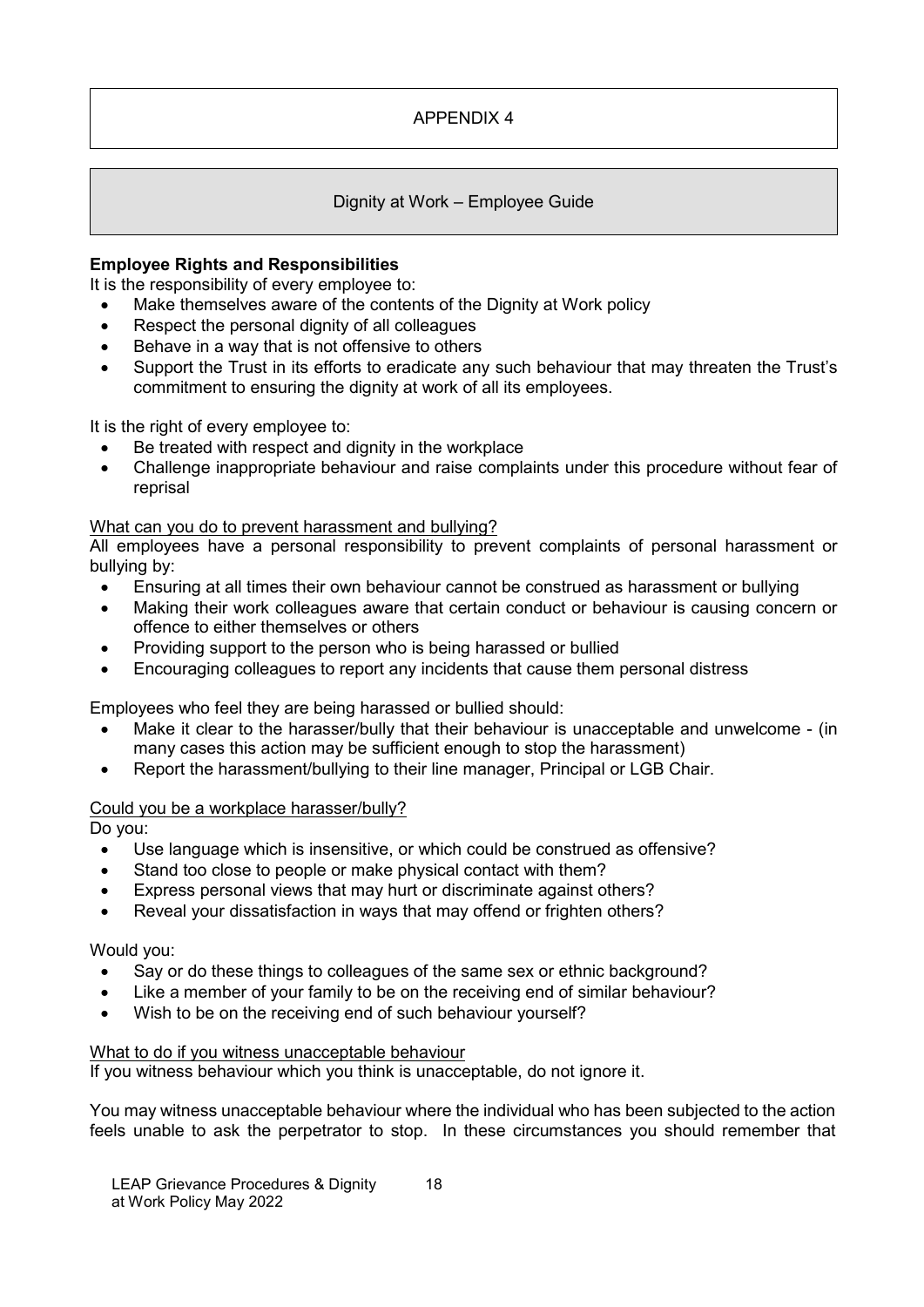# APPENDIX 4

## Dignity at Work – Employee Guide

**Employee Rights and Responsibilities**

It is the responsibility of every employee to:

- Make themselves aware of the contents of the Dignity at Work policy
- Respect the personal dignity of all colleagues
- Behave in a way that is not offensive to others
- Support the Trust in its efforts to eradicate any such behaviour that may threaten the Trust's commitment to ensuring the dignity at work of all its employees.

It is the right of every employee to:

- Be treated with respect and dignity in the workplace
- Challenge inappropriate behaviour and raise complaints under this procedure without fear of reprisal

<u>What can you do to prevent harassment and bullying?</u>

All employees have a personal responsibility to prevent complaints of personal harassment or bullying by:

- Ensuring at all times their own behaviour cannot be construed as harassment or bullying
- Making their work colleagues aware that certain conduct or behaviour is causing concern or offence to either themselves or others
- Providing support to the person who is being harassed or bullied
- Encouraging colleagues to report any incidents that cause them personal distress

Employees who feel they are being harassed or bullied should:

- Make it clear to the harasser/bully that their behaviour is unacceptable and unwelcome - (in many cases this action may be sufficient enough to stop the harassment)
- Report the harassment/bullying to their line manager, Principal or LGB Chair.

<u>Could you be a workplace harasser/bully?</u>

Do you:

- Use language which is insensitive, or which could be construed as offensive?
- Stand too close to people or make physical contact with them?
- Express personal views that may hurt or discriminate against others?
- Reveal your dissatisfaction in ways that may offend or frighten others?

Would you:

- Say or do these things to colleagues of the same sex or ethnic background?
- Like a member of your family to be on the receiving end of similar behaviour?
- Wish to be on the receiving end of such behaviour yourself?

<u>What to do if you witness unacceptable behaviour</u>

If you witness behaviour which you think is unacceptable, do not ignore it.

You may witness unacceptable behaviour where the individual who has been subjected to the action feels unable to ask the perpetrator to stop. In these circumstances you should remember that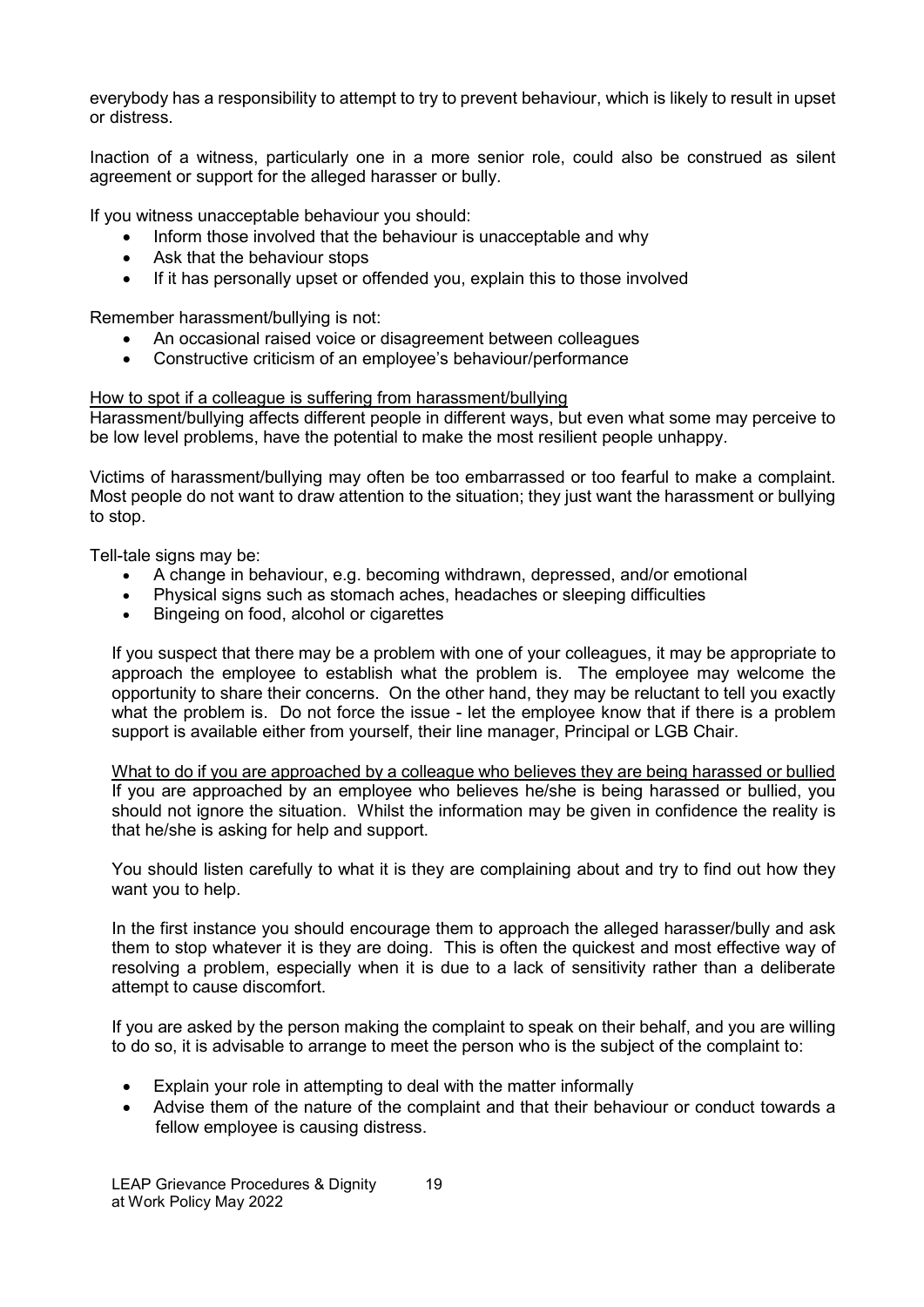everybody has a responsibility to attempt to try to prevent behaviour, which is likely to result in upset or distress.

Inaction of a witness, particularly one in a more senior role, could also be construed as silent agreement or support for the alleged harasser or bully.

If you witness unacceptable behaviour you should:

- Inform those involved that the behaviour is unacceptable and why
- Ask that the behaviour stops
- If it has personally upset or offended you, explain this to those involved

Remember harassment/bullying is not:

- An occasional raised voice or disagreement between colleagues
- Constructive criticism of an employee's behaviour/performance

<u>How to spot if a colleague is suffering from harassment/bullying</u>

Harassment/bullying affects different people in different ways, but even what some may perceive to be low level problems, have the potential to make the most resilient people unhappy.

Victims of harassment/bullying may often be too embarrassed or too fearful to make a complaint. Most people do not want to draw attention to the situation; they just want the harassment or bullying to stop.

Tell-tale signs may be:

- A change in behaviour, e.g. becoming withdrawn, depressed, and/or emotional
- Physical signs such as stomach aches, headaches or sleeping difficulties
- Bingeing on food, alcohol or cigarettes

If you suspect that there may be a problem with one of your colleagues, it may be appropriate to approach the employee to establish what the problem is. The employee may welcome the opportunity to share their concerns. On the other hand, they may be reluctant to tell you exactly what the problem is. Do not force the issue - let the employee know that if there is a problem support is available either from yourself, their line manager, Principal or LGB Chair.

<u>What to do if you are approached by a colleague who believes they are being harassed or bullied</u>

If you are approached by an employee who believes he/she is being harassed or bullied, you should not ignore the situation. Whilst the information may be given in confidence the reality is that he/she is asking for help and support.

You should listen carefully to what it is they are complaining about and try to find out how they want you to help.

In the first instance you should encourage them to approach the alleged harasser/bully and ask them to stop whatever it is they are doing. This is often the quickest and most effective way of resolving a problem, especially when it is due to a lack of sensitivity rather than a deliberate attempt to cause discomfort.

If you are asked by the person making the complaint to speak on their behalf, and you are willing to do so, it is advisable to arrange to meet the person who is the subject of the complaint to:

- Explain your role in attempting to deal with the matter informally
- Advise them of the nature of the complaint and that their behaviour or conduct towards a fellow employee is causing distress.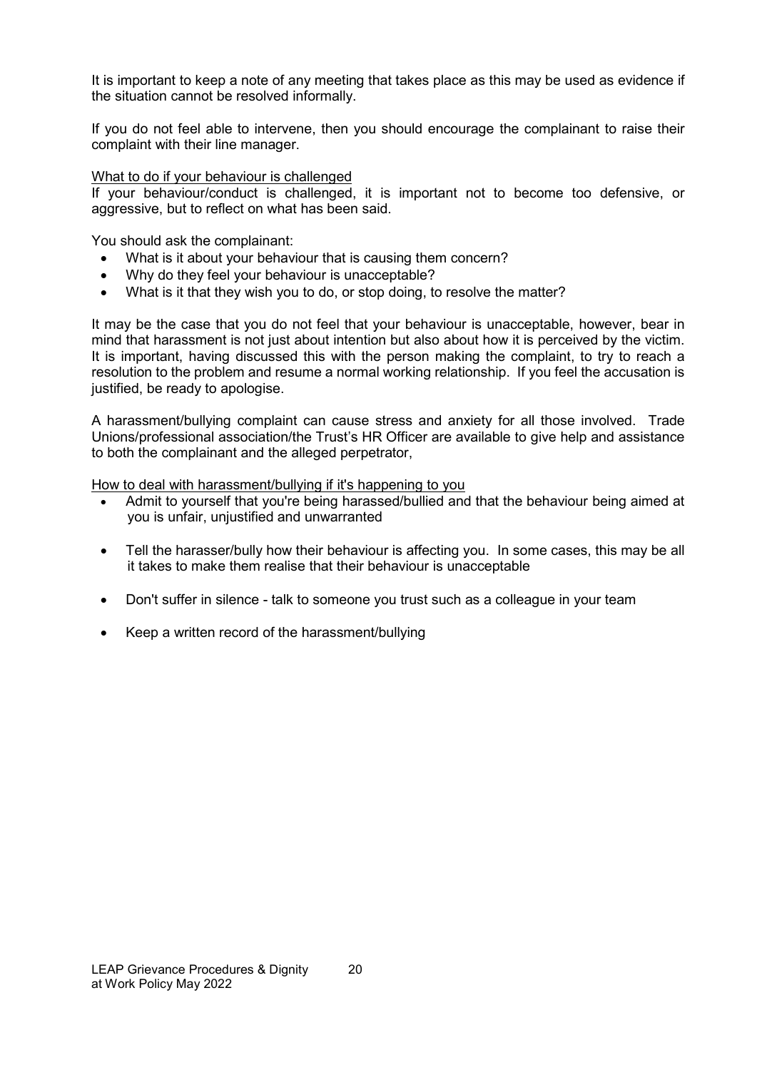It is important to keep a note of any meeting that takes place as this may be used as evidence if the situation cannot be resolved informally.

If you do not feel able to intervene, then you should encourage the complainant to raise their complaint with their line manager.

<u>What to do if your behaviour is challenged</u>

If your behaviour/conduct is challenged, it is important not to become too defensive, or aggressive, but to reflect on what has been said.

You should ask the complainant:

- What is it about your behaviour that is causing them concern?
- Why do they feel your behaviour is unacceptable?
- What is it that they wish you to do, or stop doing, to resolve the matter?

It may be the case that you do not feel that your behaviour is unacceptable, however, bear in mind that harassment is not just about intention but also about how it is perceived by the victim. It is important, having discussed this with the person making the complaint, to try to reach a resolution to the problem and resume a normal working relationship. If you feel the accusation is justified, be ready to apologise.

A harassment/bullying complaint can cause stress and anxiety for all those involved. Trade Unions/professional association/the Trust's HR Officer are available to give help and assistance to both the complainant and the alleged perpetrator,

<u>How to deal with harassment/bullying if it's happening to you</u>

- Admit to yourself that you're being harassed/bullied and that the behaviour being aimed at you is unfair, unjustified and unwarranted
- Tell the harasser/bully how their behaviour is affecting you. In some cases, this may be all it takes to make them realise that their behaviour is unacceptable
- Don't suffer in silence - talk to someone you trust such as a colleague in your team
- Keep a written record of the harassment/bullying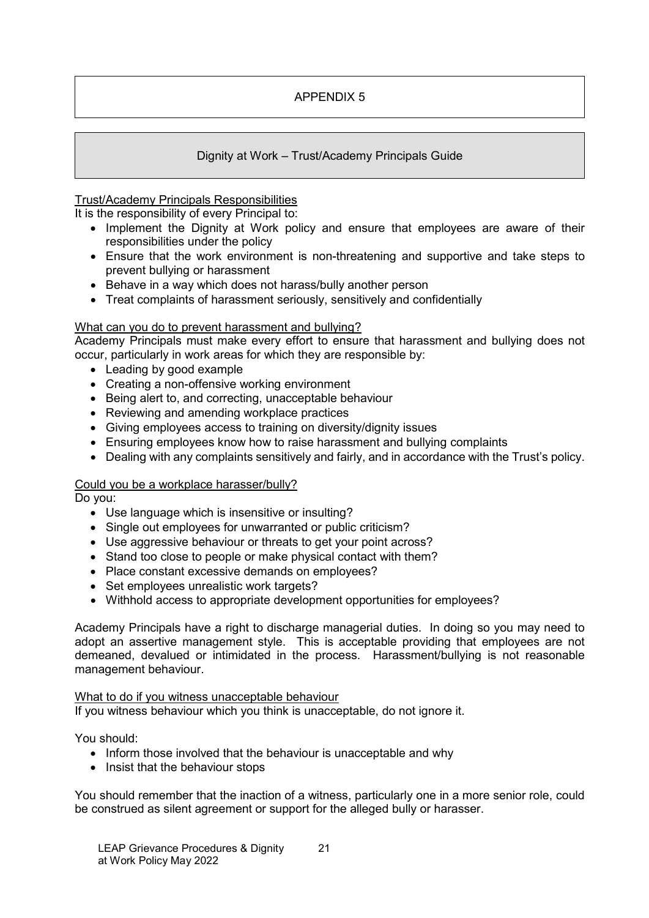## APPENDIX 5

## Dignity at Work – Trust/Academy Principals Guide

### Trust/Academy Principals Responsibilities

It is the responsibility of every Principal to:

- Implement the Dignity at Work policy and ensure that employees are aware of their responsibilities under the policy
- Ensure that the work environment is non-threatening and supportive and take steps to prevent bullying or harassment
- Behave in a way which does not harass/bully another person
- Treat complaints of harassment seriously, sensitively and confidentially

### What can you do to prevent harassment and bullying?

Academy Principals must make every effort to ensure that harassment and bullying does not occur, particularly in work areas for which they are responsible by:

- Leading by good example
- Creating a non-offensive working environment
- Being alert to, and correcting, unacceptable behaviour
- Reviewing and amending workplace practices
- Giving employees access to training on diversity/dignity issues
- Ensuring employees know how to raise harassment and bullying complaints
- Dealing with any complaints sensitively and fairly, and in accordance with the Trust's policy.

### Could you be a workplace harasser/bully?

Do you:

- Use language which is insensitive or insulting?
- Single out employees for unwarranted or public criticism?
- Use aggressive behaviour or threats to get your point across?
- Stand too close to people or make physical contact with them?
- Place constant excessive demands on employees?
- Set employees unrealistic work targets?
- Withhold access to appropriate development opportunities for employees?

Academy Principals have a right to discharge managerial duties. In doing so you may need to adopt an assertive management style. This is acceptable providing that employees are not demeaned, devalued or intimidated in the process. Harassment/bullying is not reasonable management behaviour.

### What to do if you witness unacceptable behaviour

If you witness behaviour which you think is unacceptable, do not ignore it.

You should:

- Inform those involved that the behaviour is unacceptable and why
- Insist that the behaviour stops

You should remember that the inaction of a witness, particularly one in a more senior role, could be construed as silent agreement or support for the alleged bully or harasser.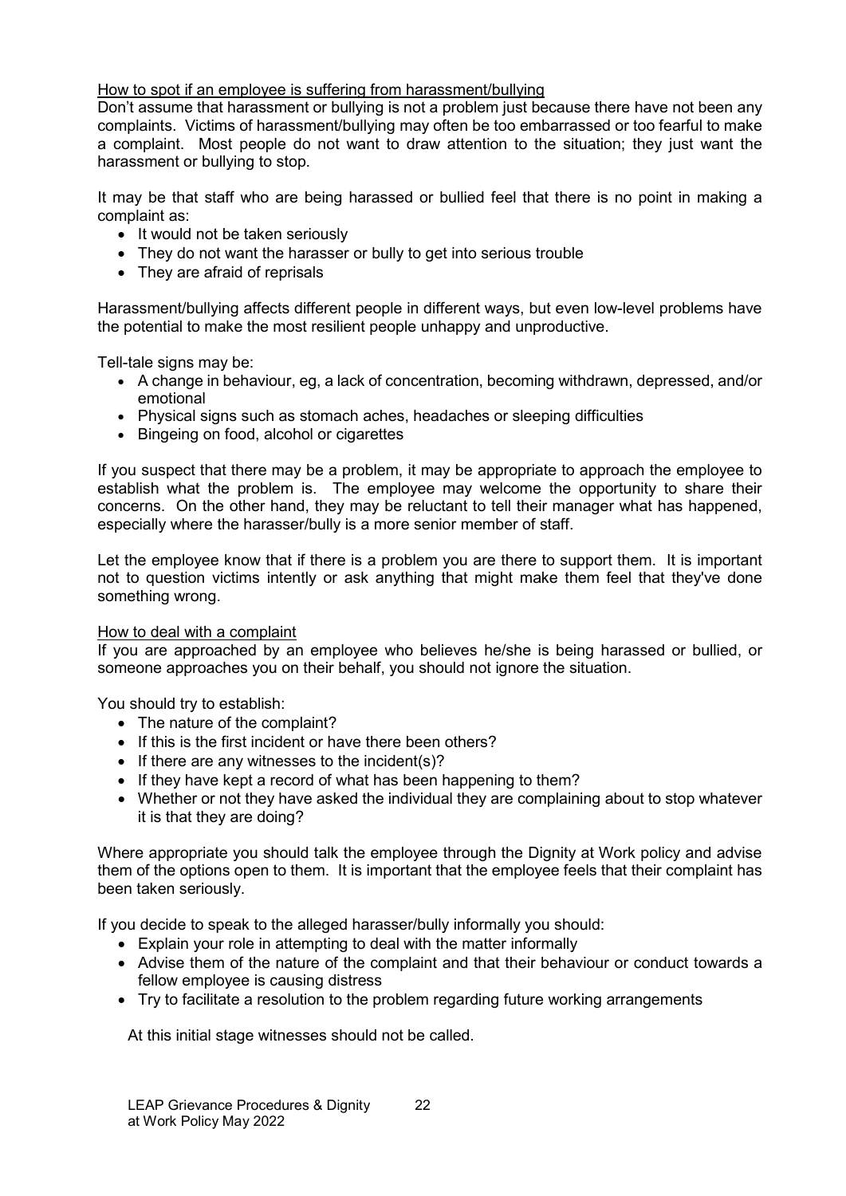How to spot if an employee is suffering from harassment/bullying

Don't assume that harassment or bullying is not a problem just because there have not been any complaints. Victims of harassment/bullying may often be too embarrassed or too fearful to make a complaint. Most people do not want to draw attention to the situation; they just want the harassment or bullying to stop.

It may be that staff who are being harassed or bullied feel that there is no point in making a complaint as:

- It would not be taken seriously
- They do not want the harasser or bully to get into serious trouble
- They are afraid of reprisals

Harassment/bullying affects different people in different ways, but even low-level problems have the potential to make the most resilient people unhappy and unproductive.

Tell-tale signs may be:

- A change in behaviour, eg, a lack of concentration, becoming withdrawn, depressed, and/or emotional
- Physical signs such as stomach aches, headaches or sleeping difficulties
- Bingeing on food, alcohol or cigarettes

If you suspect that there may be a problem, it may be appropriate to approach the employee to establish what the problem is. The employee may welcome the opportunity to share their concerns. On the other hand, they may be reluctant to tell their manager what has happened, especially where the harasser/bully is a more senior member of staff.

Let the employee know that if there is a problem you are there to support them. It is important not to question victims intently or ask anything that might make them feel that they've done something wrong.

How to deal with a complaint

If you are approached by an employee who believes he/she is being harassed or bullied, or someone approaches you on their behalf, you should not ignore the situation.

You should try to establish:

- The nature of the complaint?
- If this is the first incident or have there been others?
- If there are any witnesses to the incident(s)?
- If they have kept a record of what has been happening to them?
- Whether or not they have asked the individual they are complaining about to stop whatever it is that they are doing?

Where appropriate you should talk the employee through the Dignity at Work policy and advise them of the options open to them. It is important that the employee feels that their complaint has been taken seriously.

If you decide to speak to the alleged harasser/bully informally you should:

- Explain your role in attempting to deal with the matter informally
- Advise them of the nature of the complaint and that their behaviour or conduct towards a fellow employee is causing distress
- Try to facilitate a resolution to the problem regarding future working arrangements

At this initial stage witnesses should not be called.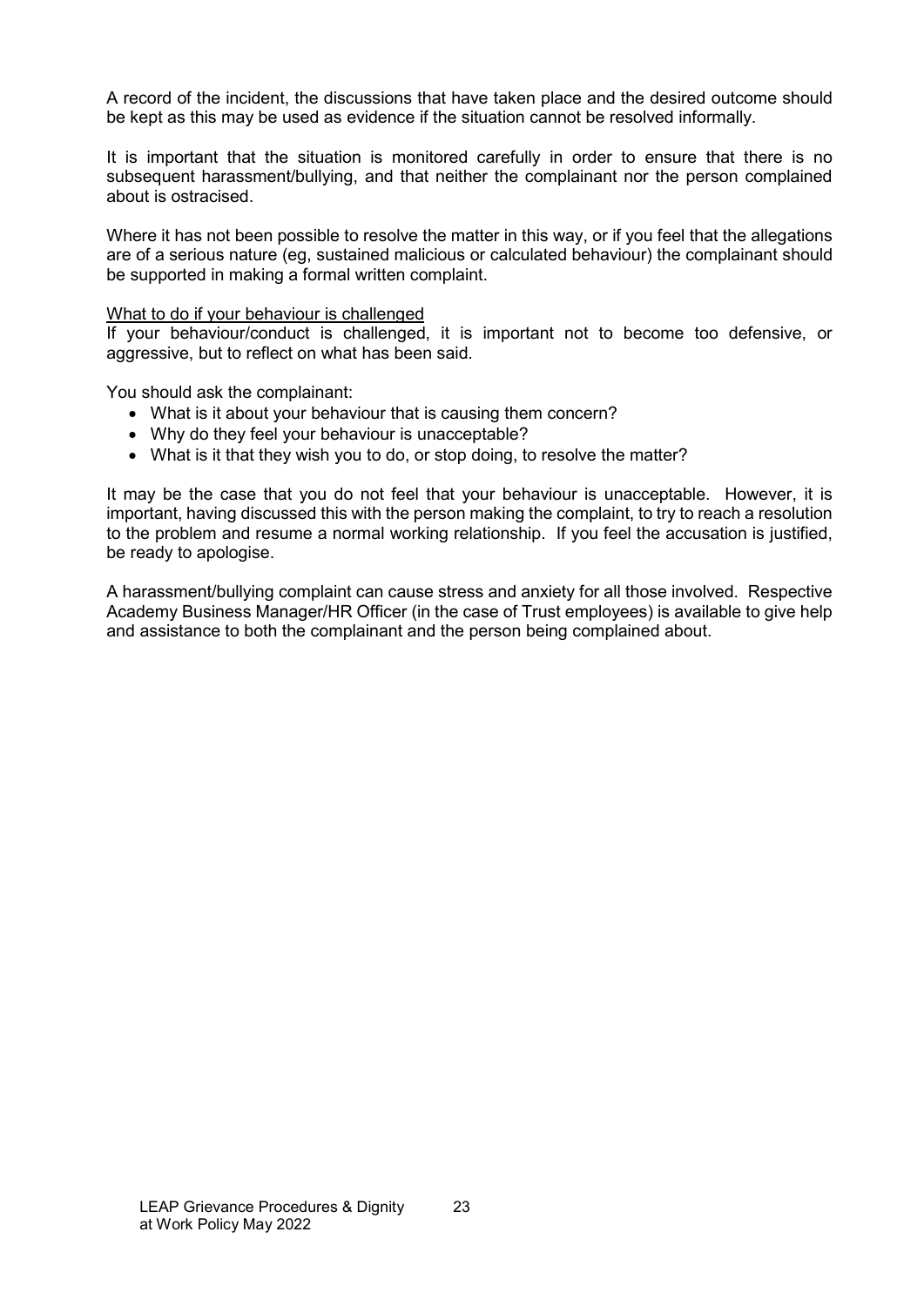A record of the incident, the discussions that have taken place and the desired outcome should be kept as this may be used as evidence if the situation cannot be resolved informally.

It is important that the situation is monitored carefully in order to ensure that there is no subsequent harassment/bullying, and that neither the complainant nor the person complained about is ostracised.

Where it has not been possible to resolve the matter in this way, or if you feel that the allegations are of a serious nature (eg, sustained malicious or calculated behaviour) the complainant should be supported in making a formal written complaint.

<u>What to do if your behaviour is challenged</u>

If your behaviour/conduct is challenged, it is important not to become too defensive, or aggressive, but to reflect on what has been said.

You should ask the complainant:

- What is it about your behaviour that is causing them concern?
- Why do they feel your behaviour is unacceptable?
- What is it that they wish you to do, or stop doing, to resolve the matter?

It may be the case that you do not feel that your behaviour is unacceptable. However, it is important, having discussed this with the person making the complaint, to try to reach a resolution to the problem and resume a normal working relationship. If you feel the accusation is justified, be ready to apologise.

A harassment/bullying complaint can cause stress and anxiety for all those involved. Respective Academy Business Manager/HR Officer (in the case of Trust employees) is available to give help and assistance to both the complainant and the person being complained about.